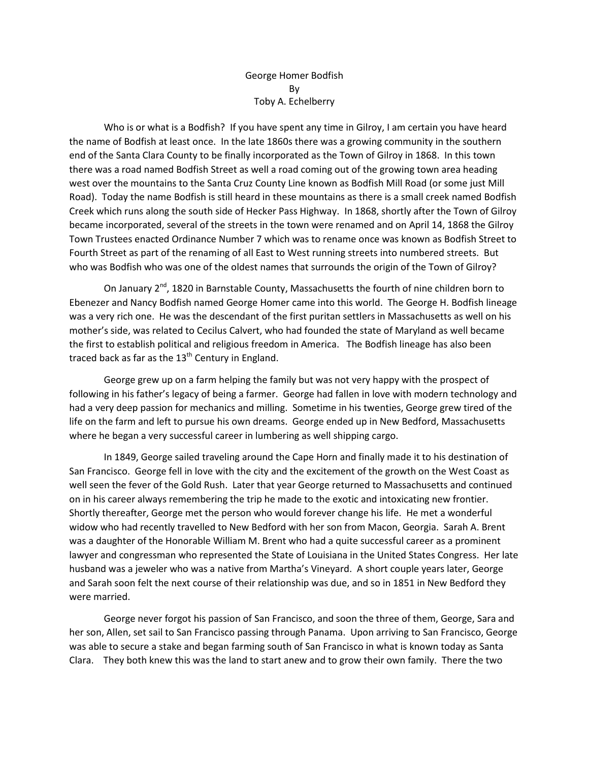# George Homer Bodfish
By
Toby A. Echelberry

Who is or what is a Bodfish? If you have spent any time in Gilroy, I am certain you have heard the name of Bodfish at least once. In the late 1860s there was a growing community in the southern end of the Santa Clara County to be finally incorporated as the Town of Gilroy in 1868. In this town there was a road named Bodfish Street as well a road coming out of the growing town area heading west over the mountains to the Santa Cruz County Line known as Bodfish Mill Road (or some just Mill Road). Today the name Bodfish is still heard in these mountains as there is a small creek named Bodfish Creek which runs along the south side of Hecker Pass Highway. In 1868, shortly after the Town of Gilroy became incorporated, several of the streets in the town were renamed and on April 14, 1868 the Gilroy Town Trustees enacted Ordinance Number 7 which was to rename once was known as Bodfish Street to Fourth Street as part of the renaming of all East to West running streets into numbered streets. But who was Bodfish who was one of the oldest names that surrounds the origin of the Town of Gilroy?

On January 2nd, 1820 in Barnstable County, Massachusetts the fourth of nine children born to Ebenezer and Nancy Bodfish named George Homer came into this world. The George H. Bodfish lineage was a very rich one. He was the descendant of the first puritan settlers in Massachusetts as well on his mother's side, was related to Cecilus Calvert, who had founded the state of Maryland as well became the first to establish political and religious freedom in America. The Bodfish lineage has also been traced back as far as the 13th Century in England.

George grew up on a farm helping the family but was not very happy with the prospect of following in his father's legacy of being a farmer. George had fallen in love with modern technology and had a very deep passion for mechanics and milling. Sometime in his twenties, George grew tired of the life on the farm and left to pursue his own dreams. George ended up in New Bedford, Massachusetts where he began a very successful career in lumbering as well shipping cargo.

In 1849, George sailed traveling around the Cape Horn and finally made it to his destination of San Francisco. George fell in love with the city and the excitement of the growth on the West Coast as well seen the fever of the Gold Rush. Later that year George returned to Massachusetts and continued on in his career always remembering the trip he made to the exotic and intoxicating new frontier. Shortly thereafter, George met the person who would forever change his life. He met a wonderful widow who had recently travelled to New Bedford with her son from Macon, Georgia. Sarah A. Brent was a daughter of the Honorable William M. Brent who had a quite successful career as a prominent lawyer and congressman who represented the State of Louisiana in the United States Congress. Her late husband was a jeweler who was a native from Martha's Vineyard. A short couple years later, George and Sarah soon felt the next course of their relationship was due, and so in 1851 in New Bedford they were married.

George never forgot his passion of San Francisco, and soon the three of them, George, Sara and her son, Allen, set sail to San Francisco passing through Panama. Upon arriving to San Francisco, George was able to secure a stake and began farming south of San Francisco in what is known today as Santa Clara. They both knew this was the land to start anew and to grow their own family. There the two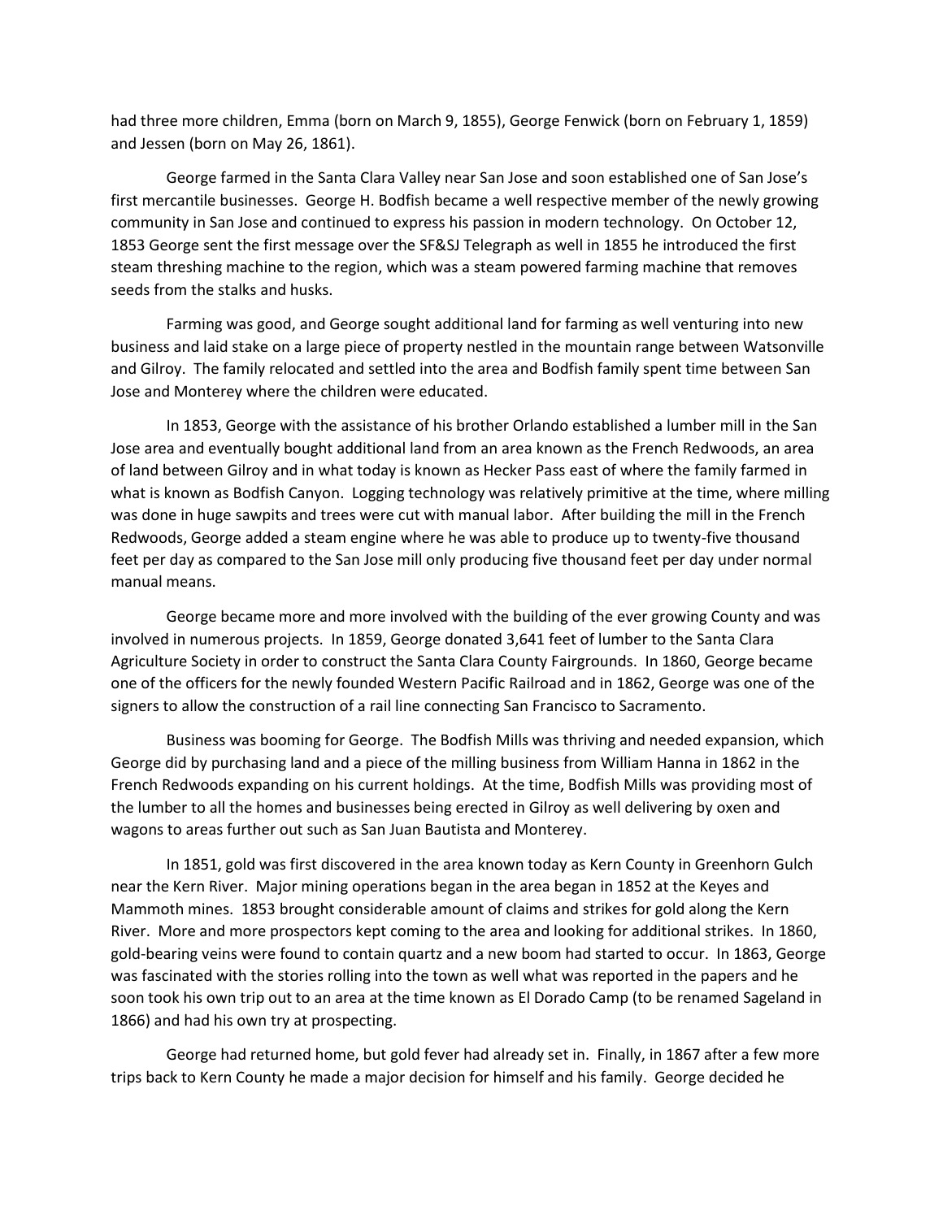had three more children, Emma (born on March 9, 1855), George Fenwick (born on February 1, 1859) and Jessen (born on May 26, 1861).

George farmed in the Santa Clara Valley near San Jose and soon established one of San Jose's first mercantile businesses. George H. Bodfish became a well respective member of the newly growing community in San Jose and continued to express his passion in modern technology. On October 12, 1853 George sent the first message over the SF&SJ Telegraph as well in 1855 he introduced the first steam threshing machine to the region, which was a steam powered farming machine that removes seeds from the stalks and husks.

Farming was good, and George sought additional land for farming as well venturing into new business and laid stake on a large piece of property nestled in the mountain range between Watsonville and Gilroy. The family relocated and settled into the area and Bodfish family spent time between San Jose and Monterey where the children were educated.

In 1853, George with the assistance of his brother Orlando established a lumber mill in the San Jose area and eventually bought additional land from an area known as the French Redwoods, an area of land between Gilroy and in what today is known as Hecker Pass east of where the family farmed in what is known as Bodfish Canyon. Logging technology was relatively primitive at the time, where milling was done in huge sawpits and trees were cut with manual labor. After building the mill in the French Redwoods, George added a steam engine where he was able to produce up to twenty-five thousand feet per day as compared to the San Jose mill only producing five thousand feet per day under normal manual means.

George became more and more involved with the building of the ever growing County and was involved in numerous projects. In 1859, George donated 3,641 feet of lumber to the Santa Clara Agriculture Society in order to construct the Santa Clara County Fairgrounds. In 1860, George became one of the officers for the newly founded Western Pacific Railroad and in 1862, George was one of the signers to allow the construction of a rail line connecting San Francisco to Sacramento.

Business was booming for George. The Bodfish Mills was thriving and needed expansion, which George did by purchasing land and a piece of the milling business from William Hanna in 1862 in the French Redwoods expanding on his current holdings. At the time, Bodfish Mills was providing most of the lumber to all the homes and businesses being erected in Gilroy as well delivering by oxen and wagons to areas further out such as San Juan Bautista and Monterey.

In 1851, gold was first discovered in the area known today as Kern County in Greenhorn Gulch near the Kern River. Major mining operations began in the area began in 1852 at the Keyes and Mammoth mines. 1853 brought considerable amount of claims and strikes for gold along the Kern River. More and more prospectors kept coming to the area and looking for additional strikes. In 1860, gold-bearing veins were found to contain quartz and a new boom had started to occur. In 1863, George was fascinated with the stories rolling into the town as well what was reported in the papers and he soon took his own trip out to an area at the time known as El Dorado Camp (to be renamed Sageland in 1866) and had his own try at prospecting.

George had returned home, but gold fever had already set in. Finally, in 1867 after a few more trips back to Kern County he made a major decision for himself and his family. George decided he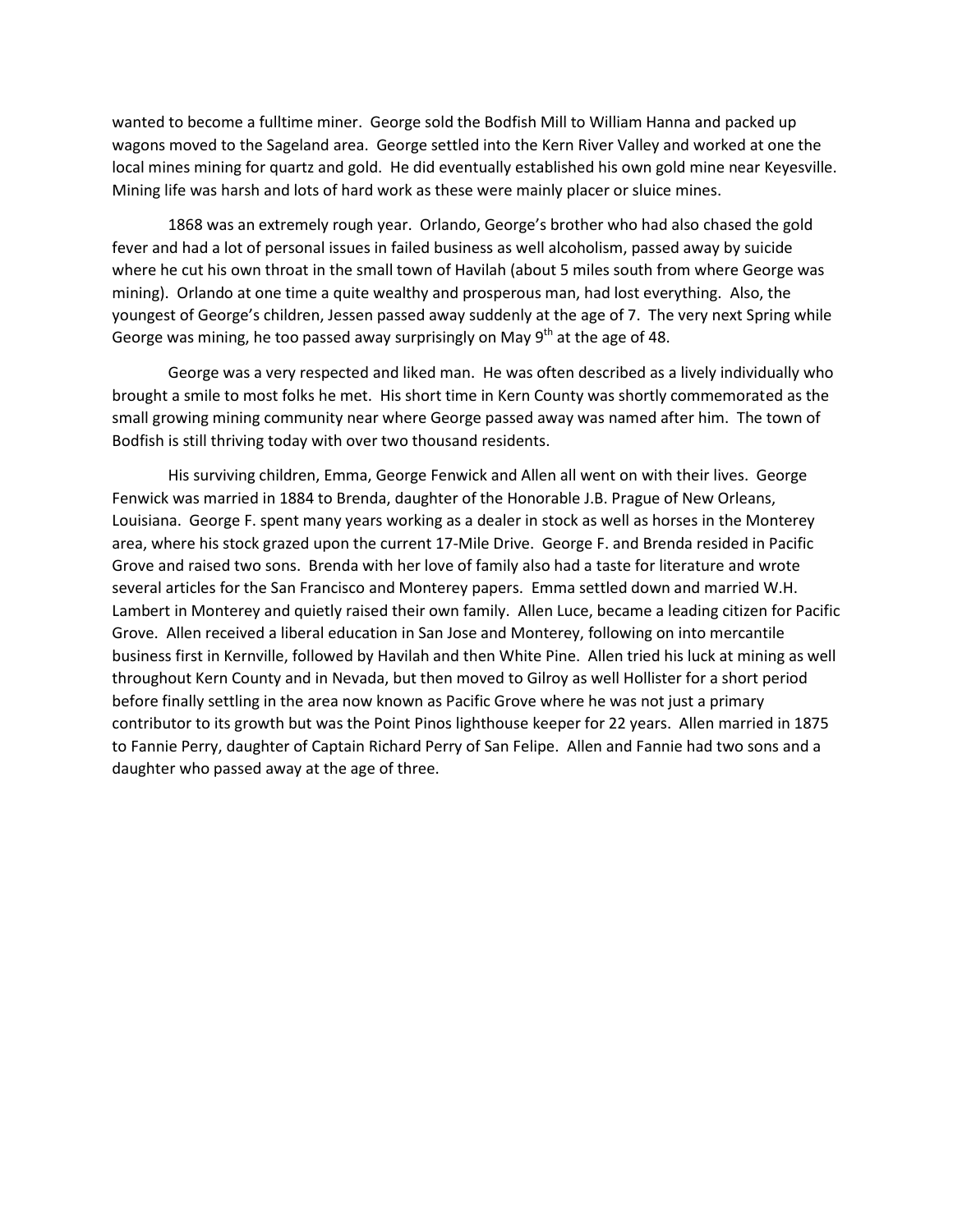wanted to become a fulltime miner. George sold the Bodfish Mill to William Hanna and packed up wagons moved to the Sageland area. George settled into the Kern River Valley and worked at one the local mines mining for quartz and gold. He did eventually established his own gold mine near Keyesville. Mining life was harsh and lots of hard work as these were mainly placer or sluice mines.

1868 was an extremely rough year. Orlando, George's brother who had also chased the gold fever and had a lot of personal issues in failed business as well alcoholism, passed away by suicide where he cut his own throat in the small town of Havilah (about 5 miles south from where George was mining). Orlando at one time a quite wealthy and prosperous man, had lost everything. Also, the youngest of George's children, Jessen passed away suddenly at the age of 7. The very next Spring while George was mining, he too passed away surprisingly on May 9th at the age of 48.

George was a very respected and liked man. He was often described as a lively individually who brought a smile to most folks he met. His short time in Kern County was shortly commemorated as the small growing mining community near where George passed away was named after him. The town of Bodfish is still thriving today with over two thousand residents.

His surviving children, Emma, George Fenwick and Allen all went on with their lives. George Fenwick was married in 1884 to Brenda, daughter of the Honorable J.B. Prague of New Orleans, Louisiana. George F. spent many years working as a dealer in stock as well as horses in the Monterey area, where his stock grazed upon the current 17-Mile Drive. George F. and Brenda resided in Pacific Grove and raised two sons. Brenda with her love of family also had a taste for literature and wrote several articles for the San Francisco and Monterey papers. Emma settled down and married W.H. Lambert in Monterey and quietly raised their own family. Allen Luce, became a leading citizen for Pacific Grove. Allen received a liberal education in San Jose and Monterey, following on into mercantile business first in Kernville, followed by Havilah and then White Pine. Allen tried his luck at mining as well throughout Kern County and in Nevada, but then moved to Gilroy as well Hollister for a short period before finally settling in the area now known as Pacific Grove where he was not just a primary contributor to its growth but was the Point Pinos lighthouse keeper for 22 years. Allen married in 1875 to Fannie Perry, daughter of Captain Richard Perry of San Felipe. Allen and Fannie had two sons and a daughter who passed away at the age of three.